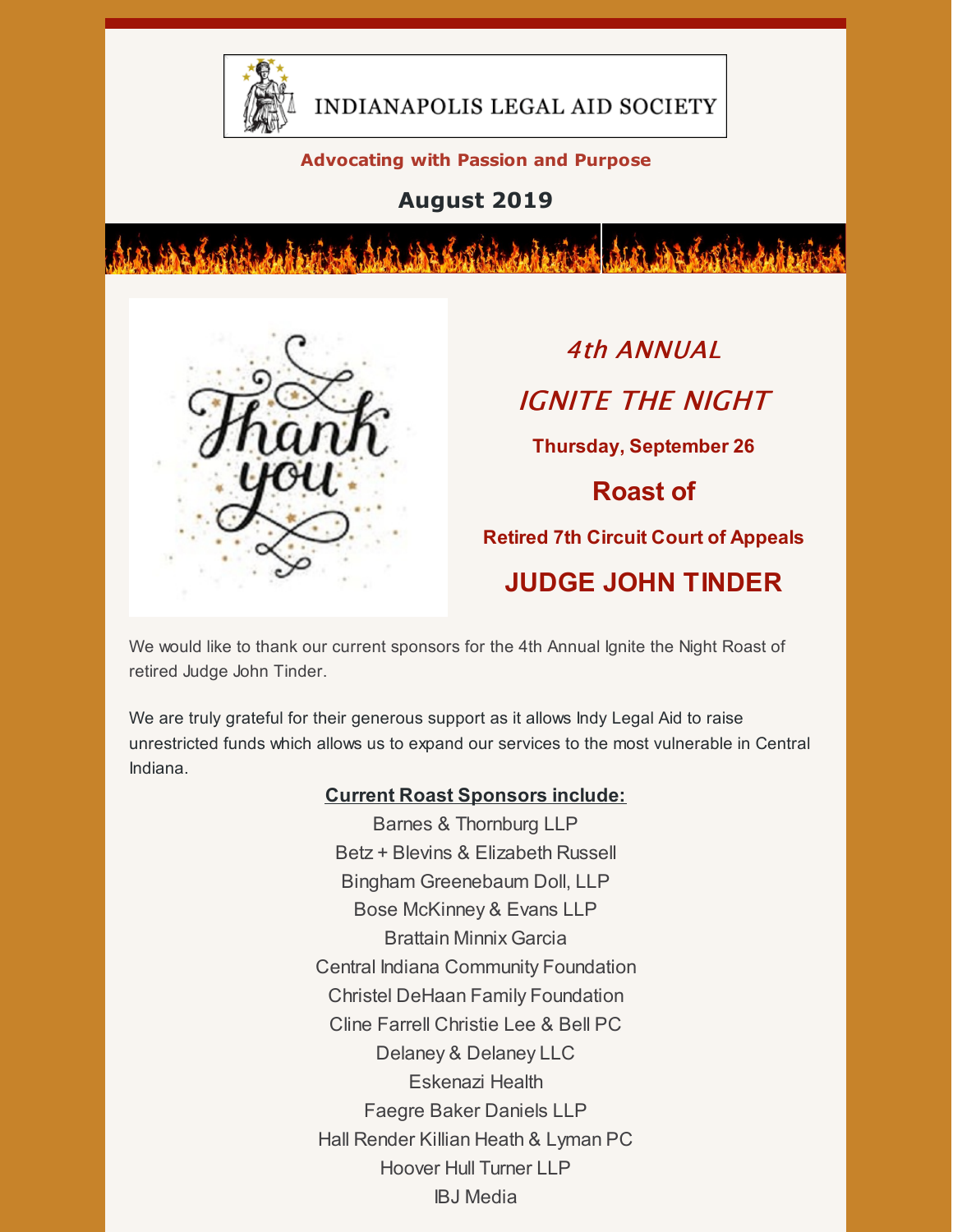INDIANAPOLIS LEGAL AID SOCIETY

**Advocating with Passion and Purpose**

## August 2019

*4th ANNUAL*

*IGNITE THE NIGHT*

**Thursday, September 26**

## Roast of

**Retired 7th Circuit Court of Appeals**

## JUDGE JOHN TINDER

We would like to thank our current sponsors for the 4th Annual Ignite the Night Roast of retired Judge John Tinder.

We are truly grateful for their generous support as it allows Indy Legal Aid to raise unrestricted funds which allows us to expand our services to the most vulnerable in Central Indiana.

**Current Roast Sponsors include:**

Barnes & Thornburg LLP
Betz + Blevins & Elizabeth Russell
Bingham Greenebaum Doll, LLP
Bose McKinney & Evans LLP
Brattain Minnix Garcia
Central Indiana Community Foundation
Christel DeHaan Family Foundation
Cline Farrell Christie Lee & Bell PC
Delaney & Delaney LLC
Eskenazi Health
Faegre Baker Daniels LLP
Hall Render Killian Heath & Lyman PC
Hoover Hull Turner LLP
IBJ Media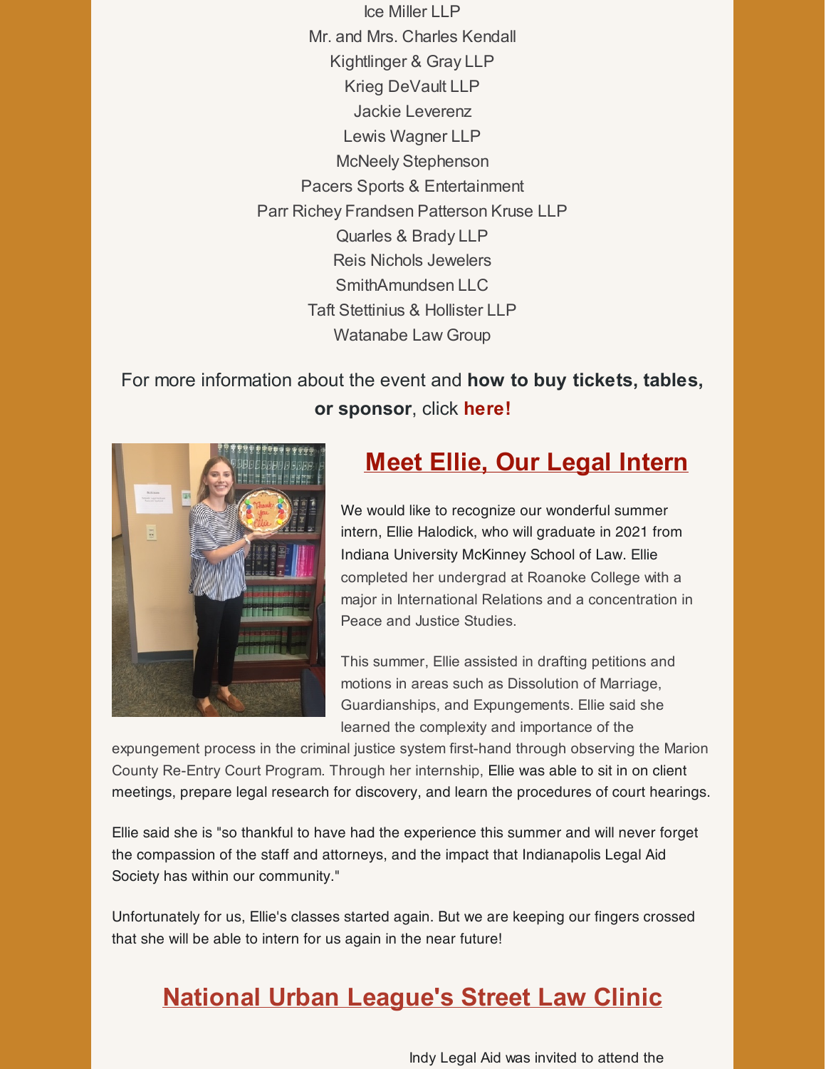Ice Miller LLP
Mr. and Mrs. Charles Kendall
Kightlinger & Gray LLP
Krieg DeVault LLP
Jackie Leverenz
Lewis Wagner LLP
McNeely Stephenson
Pacers Sports & Entertainment
Parr Richey Frandsen Patterson Kruse LLP
Quarles & Brady LLP
Reis Nichols Jewelers
SmithAmundsen LLC
Taft Stettinius & Hollister LLP
Watanabe Law Group

For more information about the event and **how to buy tickets, tables, or sponsor**, click **here!**

## Meet Ellie, Our Legal Intern

We would like to recognize our wonderful summer intern, Ellie Halodick, who will graduate in 2021 from Indiana University McKinney School of Law. Ellie completed her undergrad at Roanoke College with a major in International Relations and a concentration in Peace and Justice Studies.

This summer, Ellie assisted in drafting petitions and motions in areas such as Dissolution of Marriage, Guardianships, and Expungements. Ellie said she learned the complexity and importance of the expungement process in the criminal justice system first-hand through observing the Marion County Re-Entry Court Program. Through her internship, Ellie was able to sit in on client meetings, prepare legal research for discovery, and learn the procedures of court hearings.

Ellie said she is "so thankful to have had the experience this summer and will never forget the compassion of the staff and attorneys, and the impact that Indianapolis Legal Aid Society has within our community."

Unfortunately for us, Ellie's classes started again. But we are keeping our fingers crossed that she will be able to intern for us again in the near future!

## National Urban League's Street Law Clinic

Indy Legal Aid was invited to attend the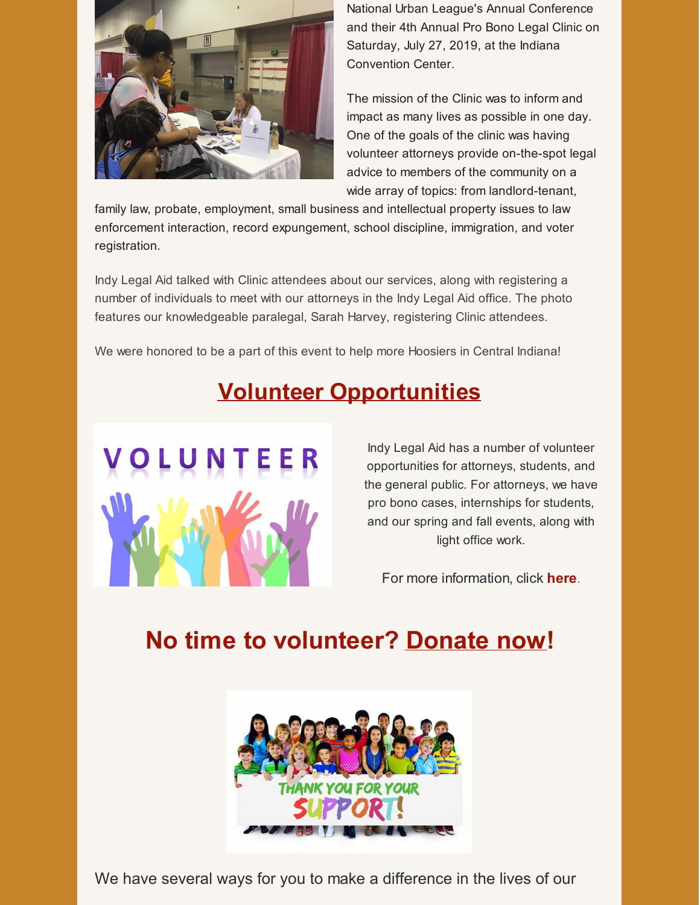National Urban League's Annual Conference and their 4th Annual Pro Bono Legal Clinic on Saturday, July 27, 2019, at the Indiana Convention Center.

The mission of the Clinic was to inform and impact as many lives as possible in one day. One of the goals of the clinic was having volunteer attorneys provide on-the-spot legal advice to members of the community on a wide array of topics: from landlord-tenant, family law, probate, employment, small business and intellectual property issues to law enforcement interaction, record expungement, school discipline, immigration, and voter registration.

Indy Legal Aid talked with Clinic attendees about our services, along with registering a number of individuals to meet with our attorneys in the Indy Legal Aid office. The photo features our knowledgeable paralegal, Sarah Harvey, registering Clinic attendees.

We were honored to be a part of this event to help more Hoosiers in Central Indiana!

## Volunteer Opportunities

Indy Legal Aid has a number of volunteer opportunities for attorneys, students, and the general public. For attorneys, we have pro bono cases, internships for students, and our spring and fall events, along with light office work.

For more information, click **here**.

## No time to volunteer? Donate now!

We have several ways for you to make a difference in the lives of our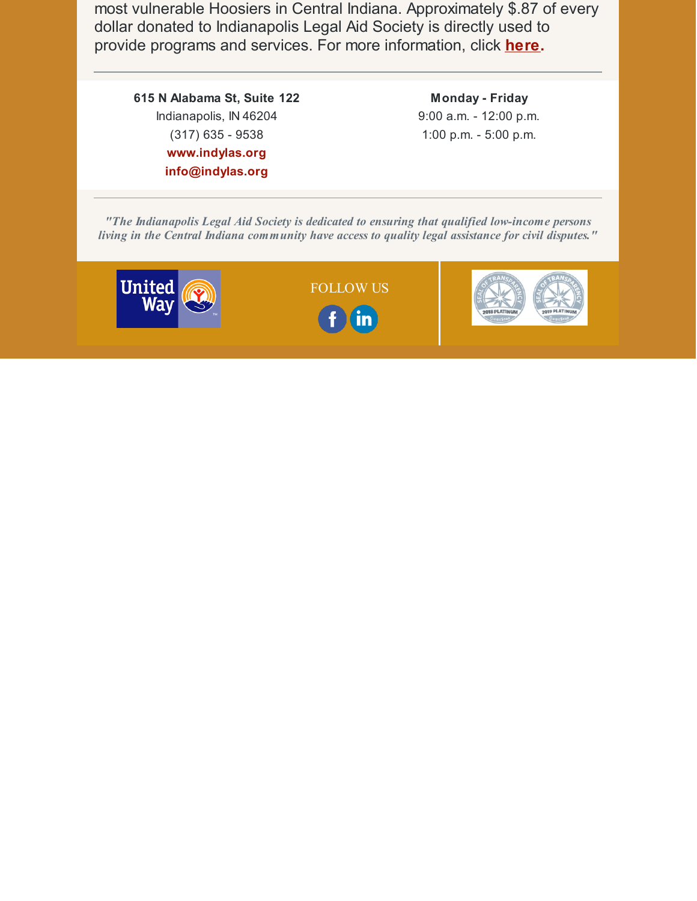most vulnerable Hoosiers in Central Indiana. Approximately $.87 of every dollar donated to Indianapolis Legal Aid Society is directly used to provide programs and services. For more information, click **here.**

---

**615 N Alabama St, Suite 122**
Indianapolis, IN 46204
(317) 635 - 9538
**www.indylas.org**
**info@indylas.org**

**Monday - Friday**
9:00 a.m. - 12:00 p.m.
1:00 p.m. - 5:00 p.m.

---

*"The Indianapolis Legal Aid Society is dedicated to ensuring that qualified low-income persons living in the Central Indiana community have access to quality legal assistance for civil disputes."*

United Way

FOLLOW US

SEAL OF TRANSPARENCY 2018 PLATINUM

SEAL OF TRANSPARENCY 2019 PLATINUM